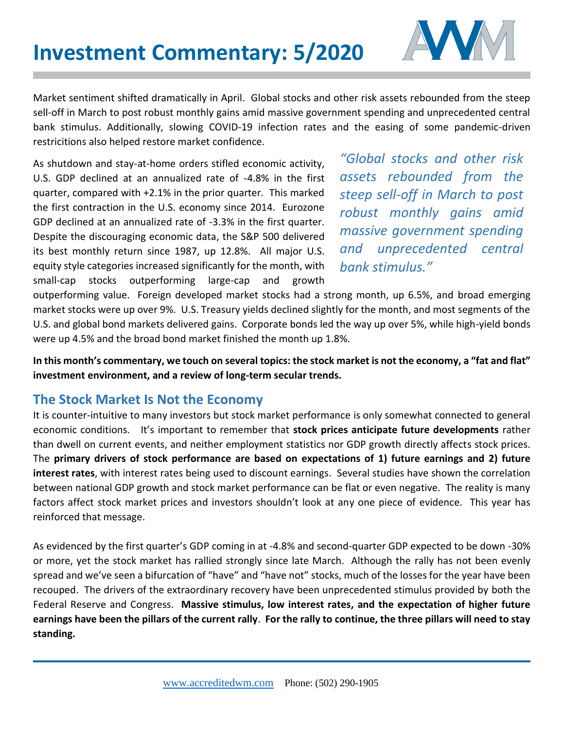# Investment Commentary: 5/2020

Market sentiment shifted dramatically in April. Global stocks and other risk assets rebounded from the steep sell-off in March to post robust monthly gains amid massive government spending and unprecedented central bank stimulus. Additionally, slowing COVID-19 infection rates and the easing of some pandemic-driven restricitions also helped restore market confidence.

*"Global stocks and other risk assets rebounded from the steep sell-off in March to post robust monthly gains amid massive government spending and unprecedented central bank stimulus."*

As shutdown and stay-at-home orders stifled economic activity, U.S. GDP declined at an annualized rate of -4.8% in the first quarter, compared with +2.1% in the prior quarter. This marked the first contraction in the U.S. economy since 2014. Eurozone GDP declined at an annualized rate of -3.3% in the first quarter. Despite the discouraging economic data, the S&P 500 delivered its best monthly return since 1987, up 12.8%. All major U.S. equity style categories increased significantly for the month, with small-cap stocks outperforming large-cap and growth outperforming value. Foreign developed market stocks had a strong month, up 6.5%, and broad emerging market stocks were up over 9%. U.S. Treasury yields declined slightly for the month, and most segments of the U.S. and global bond markets delivered gains. Corporate bonds led the way up over 5%, while high-yield bonds were up 4.5% and the broad bond market finished the month up 1.8%.

**In this month's commentary, we touch on several topics: the stock market is not the economy, a "fat and flat" investment environment, and a review of long-term secular trends.**

## The Stock Market Is Not the Economy

It is counter-intuitive to many investors but stock market performance is only somewhat connected to general economic conditions. It's important to remember that **stock prices anticipate future developments** rather than dwell on current events, and neither employment statistics nor GDP growth directly affects stock prices. The **primary drivers of stock performance are based on expectations of 1) future earnings and 2) future interest rates**, with interest rates being used to discount earnings. Several studies have shown the correlation between national GDP growth and stock market performance can be flat or even negative. The reality is many factors affect stock market prices and investors shouldn't look at any one piece of evidence. This year has reinforced that message.

As evidenced by the first quarter's GDP coming in at -4.8% and second-quarter GDP expected to be down -30% or more, yet the stock market has rallied strongly since late March. Although the rally has not been evenly spread and we've seen a bifurcation of "have" and "have not" stocks, much of the losses for the year have been recouped. The drivers of the extraordinary recovery have been unprecedented stimulus provided by both the Federal Reserve and Congress. **Massive stimulus, low interest rates, and the expectation of higher future earnings have been the pillars of the current rally**. **For the rally to continue, the three pillars will need to stay standing.**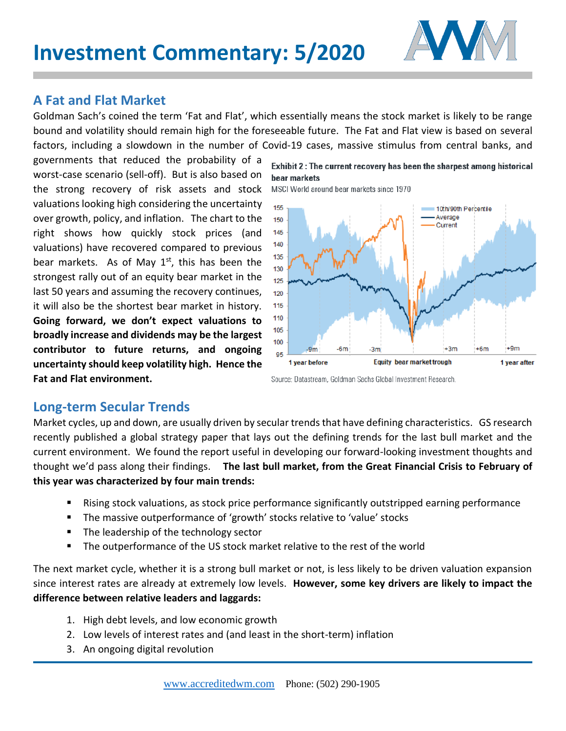# Investment Commentary: 5/2020

## A Fat and Flat Market

Goldman Sach's coined the term 'Fat and Flat', which essentially means the stock market is likely to be range bound and volatility should remain high for the foreseeable future. The Fat and Flat view is based on several factors, including a slowdown in the number of Covid-19 cases, massive stimulus from central banks, and governments that reduced the probability of a worst-case scenario (sell-off). But is also based on the strong recovery of risk assets and stock valuations looking high considering the uncertainty over growth, policy, and inflation. The chart to the right shows how quickly stock prices (and valuations) have recovered compared to previous bear markets. As of May 1st, this has been the strongest rally out of an equity bear market in the last 50 years and assuming the recovery continues, it will also be the shortest bear market in history. **Going forward, we don't expect valuations to broadly increase and dividends may be the largest contributor to future returns, and ongoing uncertainty should keep volatility high. Hence the Fat and Flat environment.**

**Exhibit 2 : The current recovery has been the sharpest among historical bear markets**

MSCI World around bear markets since 1970

Source: Datastream, Goldman Sachs Global Investment Research.

## Long-term Secular Trends

Market cycles, up and down, are usually driven by secular trends that have defining characteristics. GS research recently published a global strategy paper that lays out the defining trends for the last bull market and the current environment. We found the report useful in developing our forward-looking investment thoughts and thought we'd pass along their findings. **The last bull market, from the Great Financial Crisis to February of this year was characterized by four main trends:**

- Rising stock valuations, as stock price performance significantly outstripped earning performance
- The massive outperformance of 'growth' stocks relative to 'value' stocks
- The leadership of the technology sector
- The outperformance of the US stock market relative to the rest of the world

The next market cycle, whether it is a strong bull market or not, is less likely to be driven valuation expansion since interest rates are already at extremely low levels. **However, some key drivers are likely to impact the difference between relative leaders and laggards:**

1. High debt levels, and low economic growth
2. Low levels of interest rates and (and least in the short-term) inflation
3. An ongoing digital revolution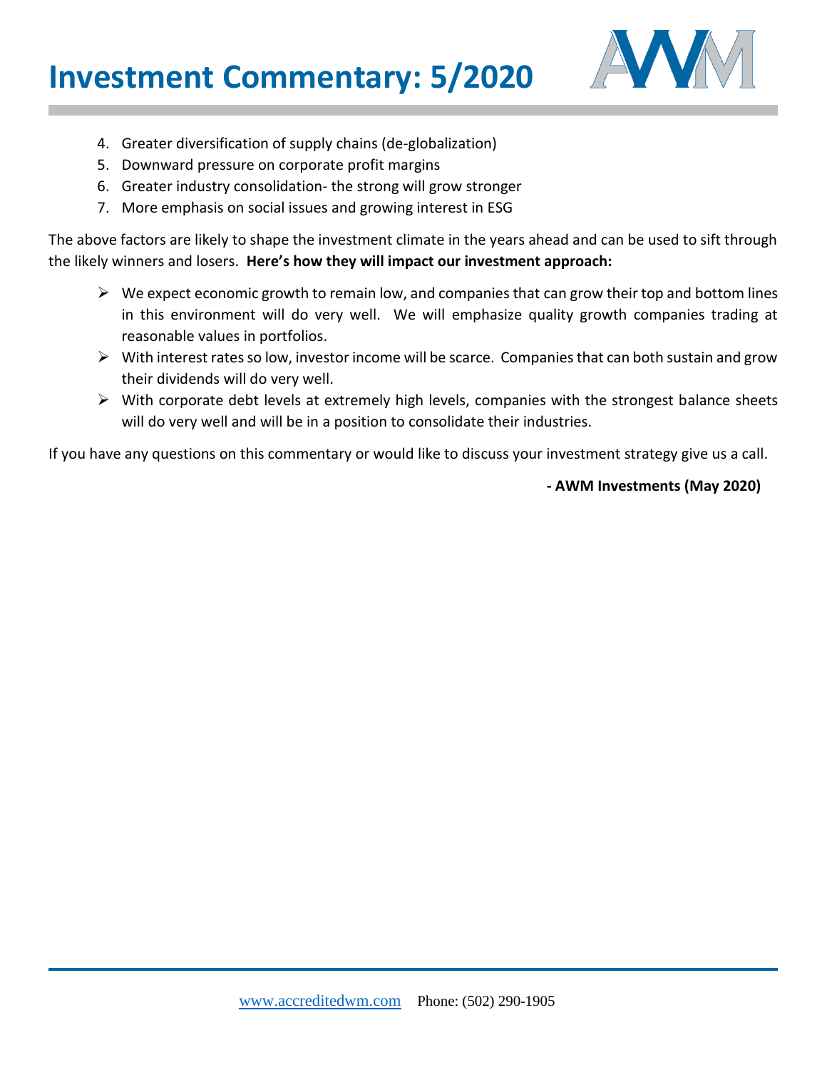4. Greater diversification of supply chains (de-globalization)
5. Downward pressure on corporate profit margins
6. Greater industry consolidation- the strong will grow stronger
7. More emphasis on social issues and growing interest in ESG

The above factors are likely to shape the investment climate in the years ahead and can be used to sift through the likely winners and losers. **Here's how they will impact our investment approach:**

- We expect economic growth to remain low, and companies that can grow their top and bottom lines in this environment will do very well. We will emphasize quality growth companies trading at reasonable values in portfolios.
- With interest rates so low, investor income will be scarce. Companies that can both sustain and grow their dividends will do very well.
- With corporate debt levels at extremely high levels, companies with the strongest balance sheets will do very well and will be in a position to consolidate their industries.

If you have any questions on this commentary or would like to discuss your investment strategy give us a call.

**- AWM Investments (May 2020)**